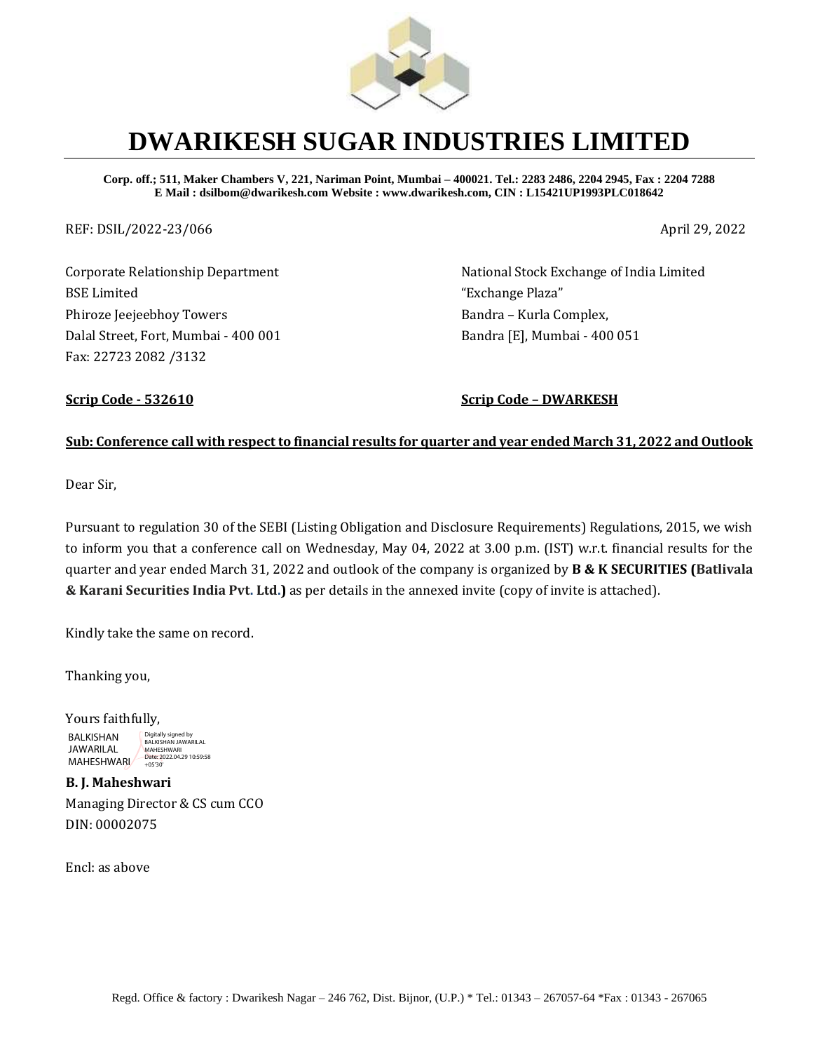# DWARIKESH SUGAR INDUSTRIES LIMITED

**Corp. off.; 511, Maker Chambers V, 221, Nariman Point, Mumbai – 400021. Tel.: 2283 2486, 2204 2945, Fax : 2204 7288**
**E Mail : dsilbom@dwarikesh.com Website : www.dwarikesh.com, CIN : L15421UP1993PLC018642**

REF: DSIL/2022-23/066

April 29, 2022

Corporate Relationship Department
BSE Limited
Phiroze Jeejeebhoy Towers
Dalal Street, Fort, Mumbai - 400 001
Fax: 22723 2082 /3132

National Stock Exchange of India Limited
"Exchange Plaza"
Bandra – Kurla Complex,
Bandra [E], Mumbai - 400 051

**Scrip Code - 532610**

**Scrip Code – DWARKESH**

**Sub: Conference call with respect to financial results for quarter and year ended March 31, 2022 and Outlook**

Dear Sir,

Pursuant to regulation 30 of the SEBI (Listing Obligation and Disclosure Requirements) Regulations, 2015, we wish to inform you that a conference call on Wednesday, May 04, 2022 at 3.00 p.m. (IST) w.r.t. financial results for the quarter and year ended March 31, 2022 and outlook of the company is organized by **B & K SECURITIES (Batlivala & Karani Securities India Pvt. Ltd.)** as per details in the annexed invite (copy of invite is attached).

Kindly take the same on record.

Thanking you,

Yours faithfully,

BALKISHAN JAWARILAL MAHESHWARI
Digitally signed by BALKISHAN JAWARILAL MAHESHWARI
Date: 2022.04.29 10:59:58 +05'30'

**B. J. Maheshwari**
Managing Director & CS cum CCO
DIN: 00002075

Encl: as above

Regd. Office & factory : Dwarikesh Nagar – 246 762, Dist. Bijnor, (U.P.) * Tel.: 01343 – 267057-64 *Fax : 01343 - 267065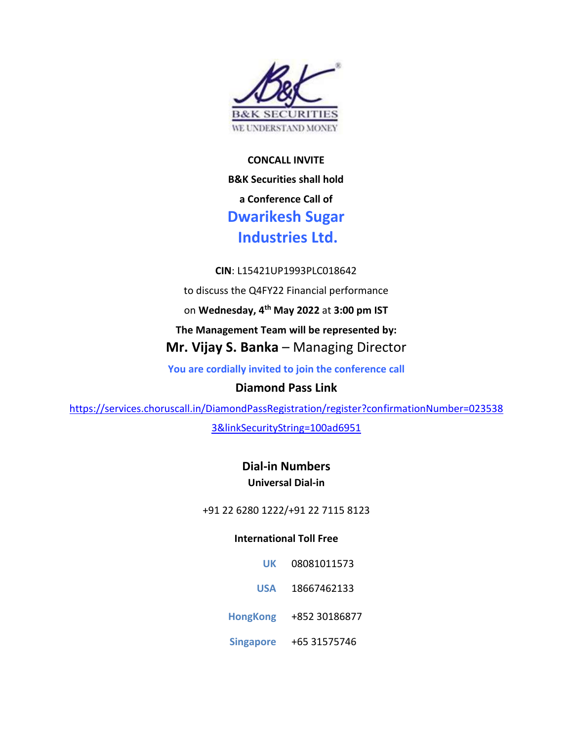B&K SECURITIES

WE UNDERSTAND MONEY

**CONCALL INVITE**

**B&K Securities shall hold**

**a Conference Call of**

# Dwarikesh Sugar Industries Ltd.

**CIN**: L15421UP1993PLC018642

to discuss the Q4FY22 Financial performance

on **Wednesday, 4th May 2022** at **3:00 pm IST**

**The Management Team will be represented by:**

**Mr. Vijay S. Banka** – Managing Director

**You are cordially invited to join the conference call**

**Diamond Pass Link**

https://services.choruscall.in/DiamondPassRegistration/register?confirmationNumber=0235383&linkSecurityString=100ad6951

## Dial-in Numbers

**Universal Dial-in**

+91 22 6280 1222/+91 22 7115 8123

**International Toll Free**

| | |
|---|---|
| **UK** | 08081011573 |
| **USA** | 18667462133 |
| **HongKong** | +852 30186877 |
| **Singapore** | +65 31575746 |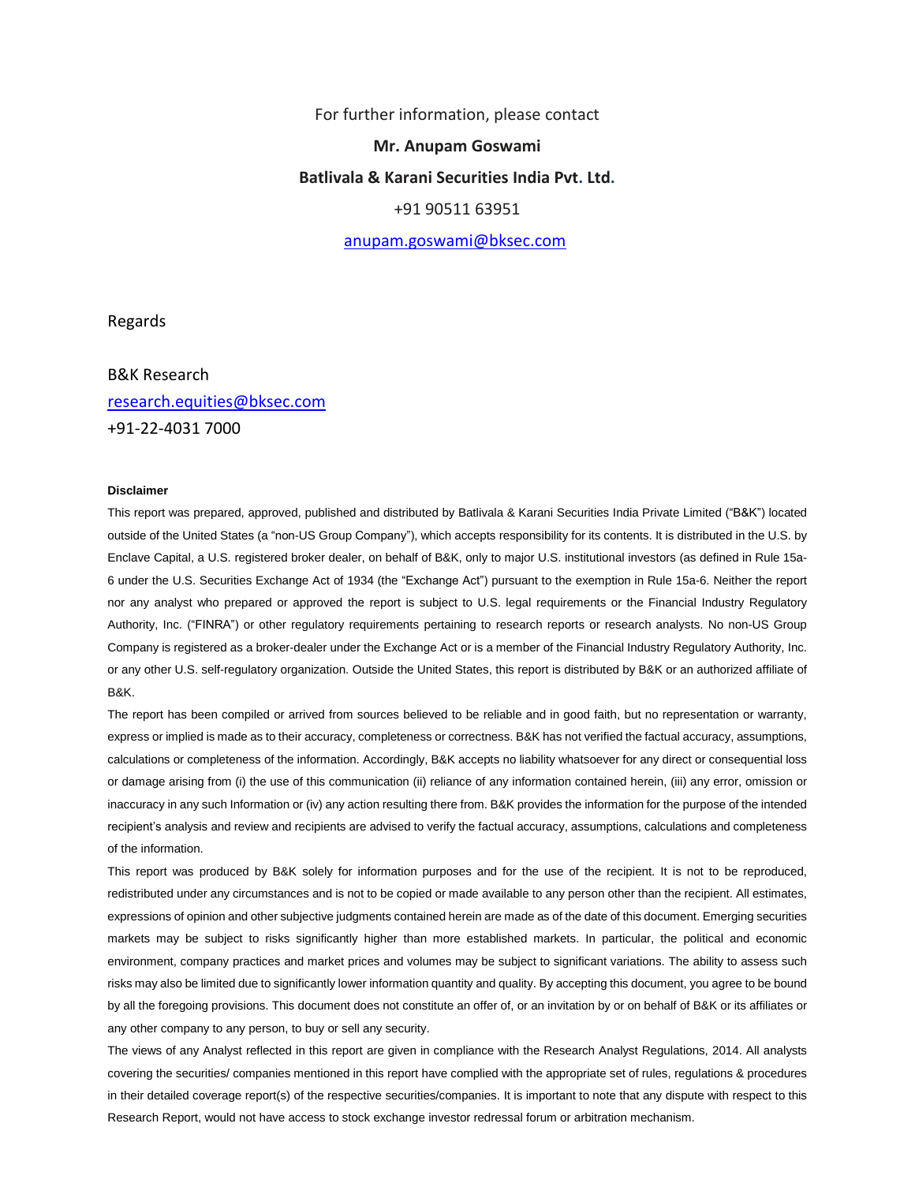For further information, please contact

**Mr. Anupam Goswami**

**Batlivala & Karani Securities India Pvt. Ltd.**

+91 90511 63951

anupam.goswami@bksec.com

Regards

B&K Research
research.equities@bksec.com
+91-22-4031 7000

**Disclaimer**

This report was prepared, approved, published and distributed by Batlivala & Karani Securities India Private Limited ("B&K") located outside of the United States (a "non-US Group Company"), which accepts responsibility for its contents. It is distributed in the U.S. by Enclave Capital, a U.S. registered broker dealer, on behalf of B&K, only to major U.S. institutional investors (as defined in Rule 15a-6 under the U.S. Securities Exchange Act of 1934 (the "Exchange Act") pursuant to the exemption in Rule 15a-6. Neither the report nor any analyst who prepared or approved the report is subject to U.S. legal requirements or the Financial Industry Regulatory Authority, Inc. ("FINRA") or other regulatory requirements pertaining to research reports or research analysts. No non-US Group Company is registered as a broker-dealer under the Exchange Act or is a member of the Financial Industry Regulatory Authority, Inc. or any other U.S. self-regulatory organization. Outside the United States, this report is distributed by B&K or an authorized affiliate of B&K.

The report has been compiled or arrived from sources believed to be reliable and in good faith, but no representation or warranty, express or implied is made as to their accuracy, completeness or correctness. B&K has not verified the factual accuracy, assumptions, calculations or completeness of the information. Accordingly, B&K accepts no liability whatsoever for any direct or consequential loss or damage arising from (i) the use of this communication (ii) reliance of any information contained herein, (iii) any error, omission or inaccuracy in any such Information or (iv) any action resulting there from. B&K provides the information for the purpose of the intended recipient's analysis and review and recipients are advised to verify the factual accuracy, assumptions, calculations and completeness of the information.

This report was produced by B&K solely for information purposes and for the use of the recipient. It is not to be reproduced, redistributed under any circumstances and is not to be copied or made available to any person other than the recipient. All estimates, expressions of opinion and other subjective judgments contained herein are made as of the date of this document. Emerging securities markets may be subject to risks significantly higher than more established markets. In particular, the political and economic environment, company practices and market prices and volumes may be subject to significant variations. The ability to assess such risks may also be limited due to significantly lower information quantity and quality. By accepting this document, you agree to be bound by all the foregoing provisions. This document does not constitute an offer of, or an invitation by or on behalf of B&K or its affiliates or any other company to any person, to buy or sell any security.

The views of any Analyst reflected in this report are given in compliance with the Research Analyst Regulations, 2014. All analysts covering the securities/ companies mentioned in this report have complied with the appropriate set of rules, regulations & procedures in their detailed coverage report(s) of the respective securities/companies. It is important to note that any dispute with respect to this Research Report, would not have access to stock exchange investor redressal forum or arbitration mechanism.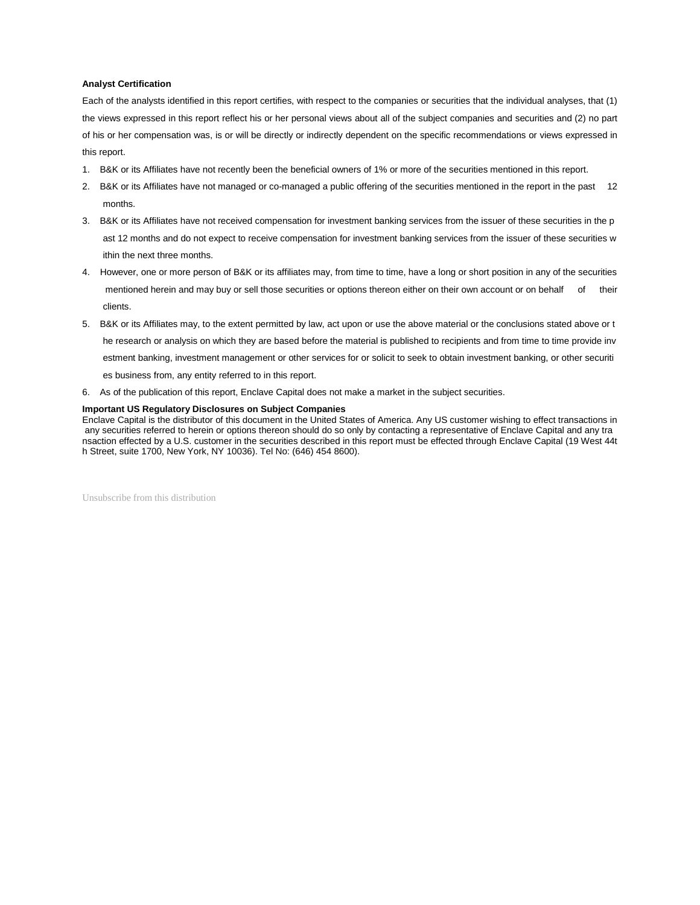**Analyst Certification**

Each of the analysts identified in this report certifies, with respect to the companies or securities that the individual analyses, that (1) the views expressed in this report reflect his or her personal views about all of the subject companies and securities and (2) no part of his or her compensation was, is or will be directly or indirectly dependent on the specific recommendations or views expressed in this report.

1. B&K or its Affiliates have not recently been the beneficial owners of 1% or more of the securities mentioned in this report.
2. B&K or its Affiliates have not managed or co-managed a public offering of the securities mentioned in the report in the past 12 months.
3. B&K or its Affiliates have not received compensation for investment banking services from the issuer of these securities in the past 12 months and do not expect to receive compensation for investment banking services from the issuer of these securities within the next three months.
4. However, one or more person of B&K or its affiliates may, from time to time, have a long or short position in any of the securities mentioned herein and may buy or sell those securities or options thereon either on their own account or on behalf of their clients.
5. B&K or its Affiliates may, to the extent permitted by law, act upon or use the above material or the conclusions stated above or the research or analysis on which they are based before the material is published to recipients and from time to time provide investment banking, investment management or other services for or solicit to seek to obtain investment banking, or other securities business from, any entity referred to in this report.
6. As of the publication of this report, Enclave Capital does not make a market in the subject securities.

**Important US Regulatory Disclosures on Subject Companies**

Enclave Capital is the distributor of this document in the United States of America. Any US customer wishing to effect transactions in any securities referred to herein or options thereon should do so only by contacting a representative of Enclave Capital and any transaction effected by a U.S. customer in the securities described in this report must be effected through Enclave Capital (19 West 44th Street, suite 1700, New York, NY 10036). Tel No: (646) 454 8600).

Unsubscribe from this distribution